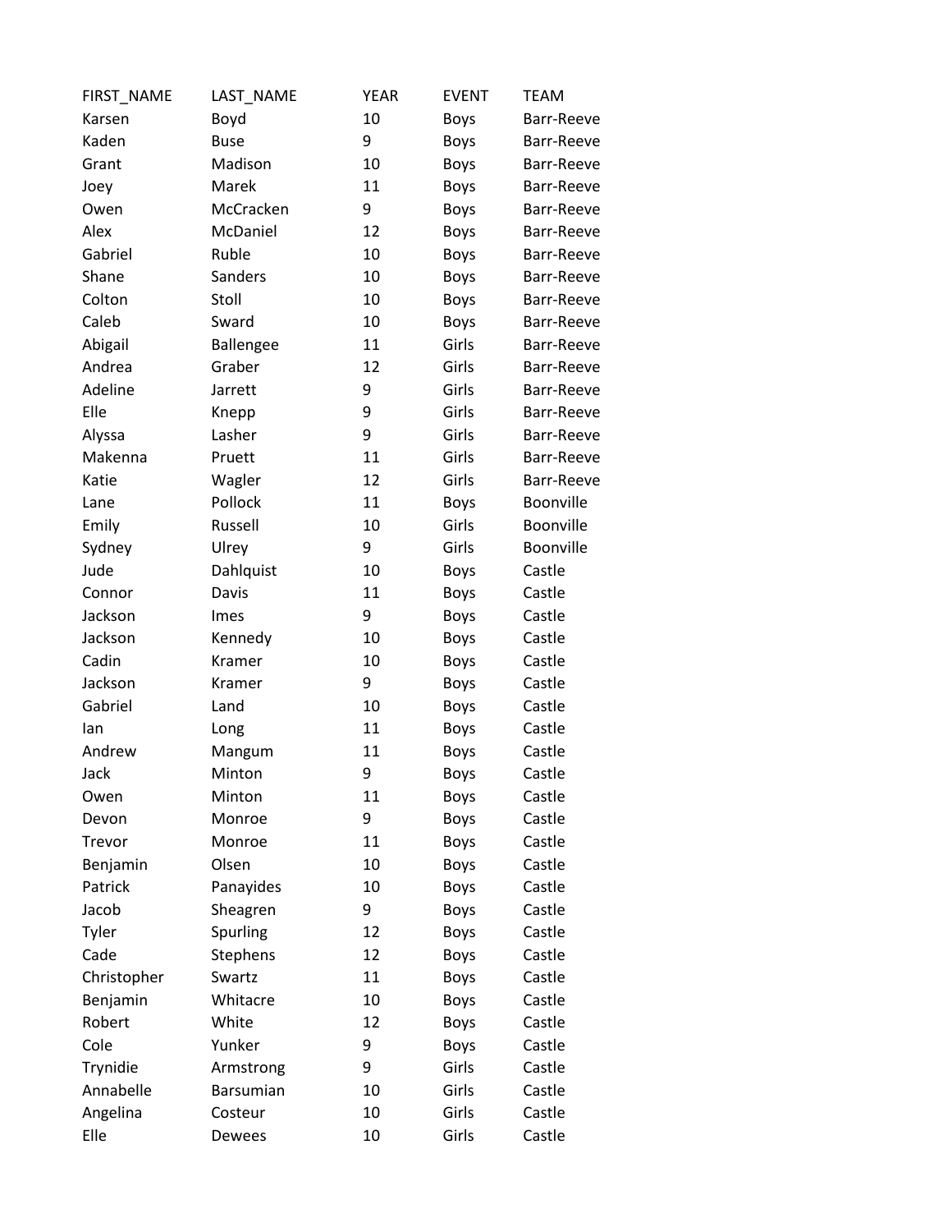| FIRST_NAME | LAST_NAME | YEAR | EVENT | TEAM |
| --- | --- | --- | --- | --- |
| Karsen | Boyd | 10 | Boys | Barr-Reeve |
| Kaden | Buse | 9 | Boys | Barr-Reeve |
| Grant | Madison | 10 | Boys | Barr-Reeve |
| Joey | Marek | 11 | Boys | Barr-Reeve |
| Owen | McCracken | 9 | Boys | Barr-Reeve |
| Alex | McDaniel | 12 | Boys | Barr-Reeve |
| Gabriel | Ruble | 10 | Boys | Barr-Reeve |
| Shane | Sanders | 10 | Boys | Barr-Reeve |
| Colton | Stoll | 10 | Boys | Barr-Reeve |
| Caleb | Sward | 10 | Boys | Barr-Reeve |
| Abigail | Ballengee | 11 | Girls | Barr-Reeve |
| Andrea | Graber | 12 | Girls | Barr-Reeve |
| Adeline | Jarrett | 9 | Girls | Barr-Reeve |
| Elle | Knepp | 9 | Girls | Barr-Reeve |
| Alyssa | Lasher | 9 | Girls | Barr-Reeve |
| Makenna | Pruett | 11 | Girls | Barr-Reeve |
| Katie | Wagler | 12 | Girls | Barr-Reeve |
| Lane | Pollock | 11 | Boys | Boonville |
| Emily | Russell | 10 | Girls | Boonville |
| Sydney | Ulrey | 9 | Girls | Boonville |
| Jude | Dahlquist | 10 | Boys | Castle |
| Connor | Davis | 11 | Boys | Castle |
| Jackson | Imes | 9 | Boys | Castle |
| Jackson | Kennedy | 10 | Boys | Castle |
| Cadin | Kramer | 10 | Boys | Castle |
| Jackson | Kramer | 9 | Boys | Castle |
| Gabriel | Land | 10 | Boys | Castle |
| Ian | Long | 11 | Boys | Castle |
| Andrew | Mangum | 11 | Boys | Castle |
| Jack | Minton | 9 | Boys | Castle |
| Owen | Minton | 11 | Boys | Castle |
| Devon | Monroe | 9 | Boys | Castle |
| Trevor | Monroe | 11 | Boys | Castle |
| Benjamin | Olsen | 10 | Boys | Castle |
| Patrick | Panayides | 10 | Boys | Castle |
| Jacob | Sheagren | 9 | Boys | Castle |
| Tyler | Spurling | 12 | Boys | Castle |
| Cade | Stephens | 12 | Boys | Castle |
| Christopher | Swartz | 11 | Boys | Castle |
| Benjamin | Whitacre | 10 | Boys | Castle |
| Robert | White | 12 | Boys | Castle |
| Cole | Yunker | 9 | Boys | Castle |
| Trynidie | Armstrong | 9 | Girls | Castle |
| Annabelle | Barsumian | 10 | Girls | Castle |
| Angelina | Costeur | 10 | Girls | Castle |
| Elle | Dewees | 10 | Girls | Castle |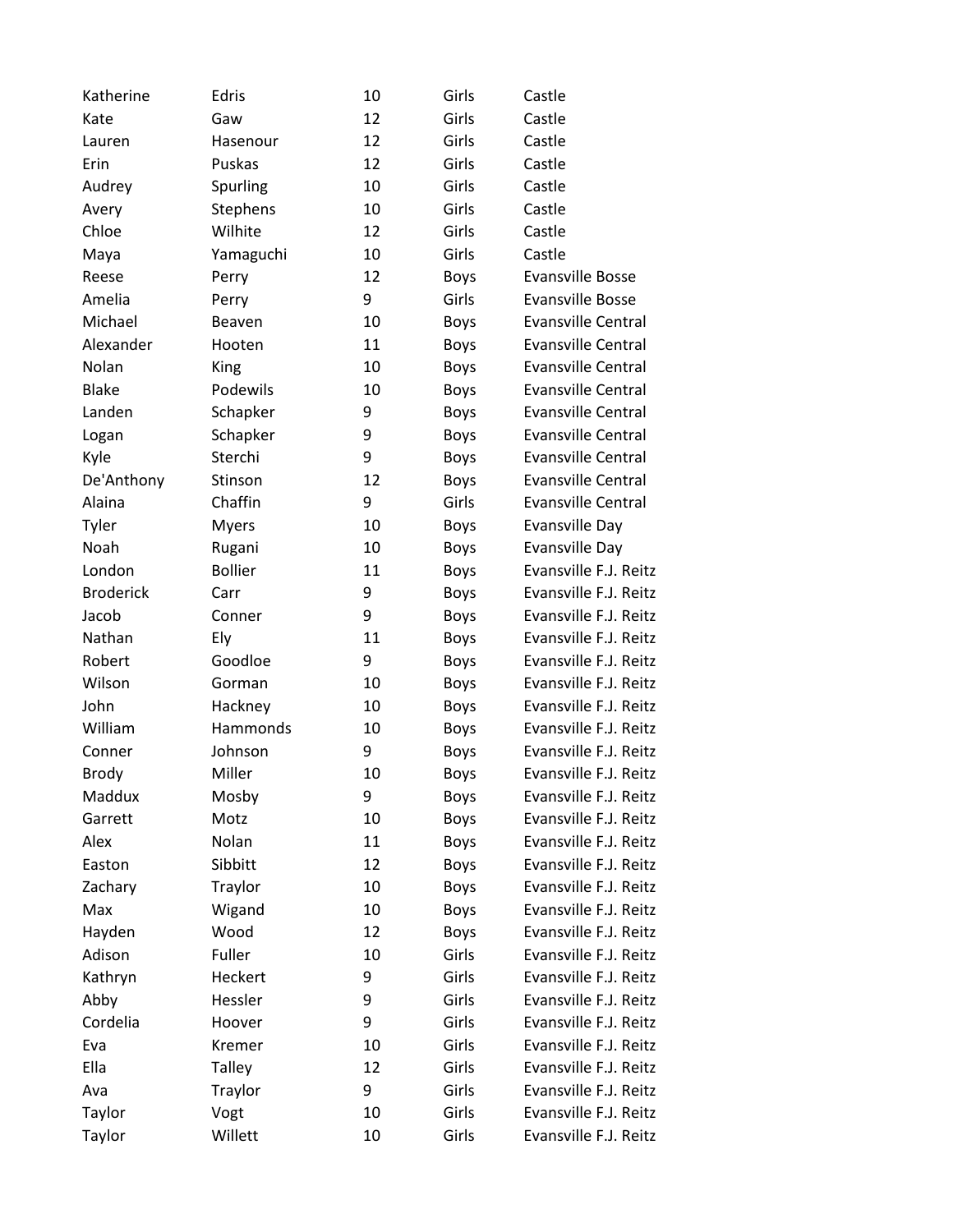| | | | | |
|---|---|---|---|---|
| Katherine | Edris | 10 | Girls | Castle |
| Kate | Gaw | 12 | Girls | Castle |
| Lauren | Hasenour | 12 | Girls | Castle |
| Erin | Puskas | 12 | Girls | Castle |
| Audrey | Spurling | 10 | Girls | Castle |
| Avery | Stephens | 10 | Girls | Castle |
| Chloe | Wilhite | 12 | Girls | Castle |
| Maya | Yamaguchi | 10 | Girls | Castle |
| Reese | Perry | 12 | Boys | Evansville Bosse |
| Amelia | Perry | 9 | Girls | Evansville Bosse |
| Michael | Beaven | 10 | Boys | Evansville Central |
| Alexander | Hooten | 11 | Boys | Evansville Central |
| Nolan | King | 10 | Boys | Evansville Central |
| Blake | Podewils | 10 | Boys | Evansville Central |
| Landen | Schapker | 9 | Boys | Evansville Central |
| Logan | Schapker | 9 | Boys | Evansville Central |
| Kyle | Sterchi | 9 | Boys | Evansville Central |
| De'Anthony | Stinson | 12 | Boys | Evansville Central |
| Alaina | Chaffin | 9 | Girls | Evansville Central |
| Tyler | Myers | 10 | Boys | Evansville Day |
| Noah | Rugani | 10 | Boys | Evansville Day |
| London | Bollier | 11 | Boys | Evansville F.J. Reitz |
| Broderick | Carr | 9 | Boys | Evansville F.J. Reitz |
| Jacob | Conner | 9 | Boys | Evansville F.J. Reitz |
| Nathan | Ely | 11 | Boys | Evansville F.J. Reitz |
| Robert | Goodloe | 9 | Boys | Evansville F.J. Reitz |
| Wilson | Gorman | 10 | Boys | Evansville F.J. Reitz |
| John | Hackney | 10 | Boys | Evansville F.J. Reitz |
| William | Hammonds | 10 | Boys | Evansville F.J. Reitz |
| Conner | Johnson | 9 | Boys | Evansville F.J. Reitz |
| Brody | Miller | 10 | Boys | Evansville F.J. Reitz |
| Maddux | Mosby | 9 | Boys | Evansville F.J. Reitz |
| Garrett | Motz | 10 | Boys | Evansville F.J. Reitz |
| Alex | Nolan | 11 | Boys | Evansville F.J. Reitz |
| Easton | Sibbitt | 12 | Boys | Evansville F.J. Reitz |
| Zachary | Traylor | 10 | Boys | Evansville F.J. Reitz |
| Max | Wigand | 10 | Boys | Evansville F.J. Reitz |
| Hayden | Wood | 12 | Boys | Evansville F.J. Reitz |
| Adison | Fuller | 10 | Girls | Evansville F.J. Reitz |
| Kathryn | Heckert | 9 | Girls | Evansville F.J. Reitz |
| Abby | Hessler | 9 | Girls | Evansville F.J. Reitz |
| Cordelia | Hoover | 9 | Girls | Evansville F.J. Reitz |
| Eva | Kremer | 10 | Girls | Evansville F.J. Reitz |
| Ella | Talley | 12 | Girls | Evansville F.J. Reitz |
| Ava | Traylor | 9 | Girls | Evansville F.J. Reitz |
| Taylor | Vogt | 10 | Girls | Evansville F.J. Reitz |
| Taylor | Willett | 10 | Girls | Evansville F.J. Reitz |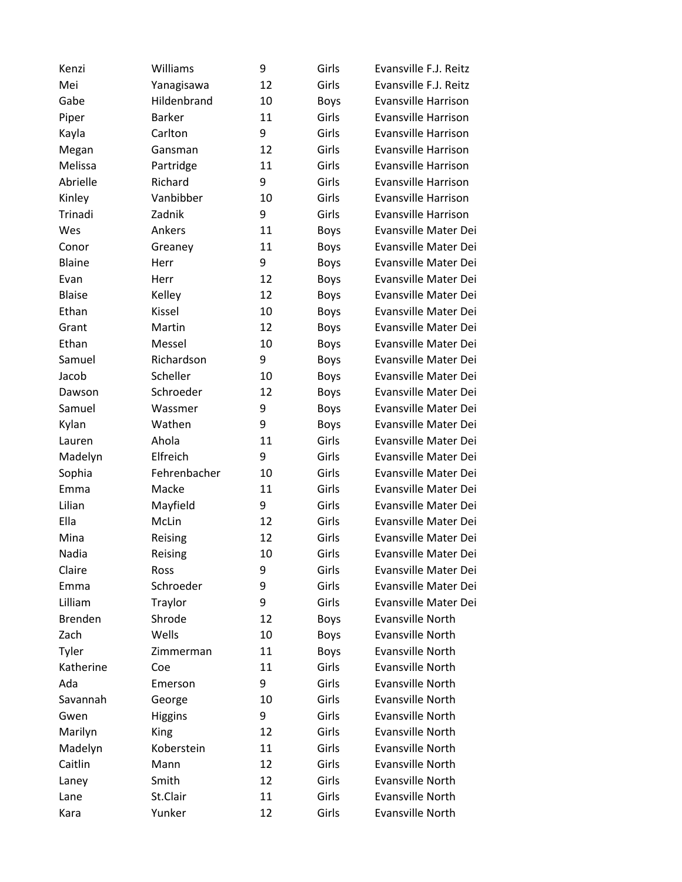| | | | | |
|---|---|---|---|---|
| Kenzi | Williams | 9 | Girls | Evansville F.J. Reitz |
| Mei | Yanagisawa | 12 | Girls | Evansville F.J. Reitz |
| Gabe | Hildenbrand | 10 | Boys | Evansville Harrison |
| Piper | Barker | 11 | Girls | Evansville Harrison |
| Kayla | Carlton | 9 | Girls | Evansville Harrison |
| Megan | Gansman | 12 | Girls | Evansville Harrison |
| Melissa | Partridge | 11 | Girls | Evansville Harrison |
| Abrielle | Richard | 9 | Girls | Evansville Harrison |
| Kinley | Vanbibber | 10 | Girls | Evansville Harrison |
| Trinadi | Zadnik | 9 | Girls | Evansville Harrison |
| Wes | Ankers | 11 | Boys | Evansville Mater Dei |
| Conor | Greaney | 11 | Boys | Evansville Mater Dei |
| Blaine | Herr | 9 | Boys | Evansville Mater Dei |
| Evan | Herr | 12 | Boys | Evansville Mater Dei |
| Blaise | Kelley | 12 | Boys | Evansville Mater Dei |
| Ethan | Kissel | 10 | Boys | Evansville Mater Dei |
| Grant | Martin | 12 | Boys | Evansville Mater Dei |
| Ethan | Messel | 10 | Boys | Evansville Mater Dei |
| Samuel | Richardson | 9 | Boys | Evansville Mater Dei |
| Jacob | Scheller | 10 | Boys | Evansville Mater Dei |
| Dawson | Schroeder | 12 | Boys | Evansville Mater Dei |
| Samuel | Wassmer | 9 | Boys | Evansville Mater Dei |
| Kylan | Wathen | 9 | Boys | Evansville Mater Dei |
| Lauren | Ahola | 11 | Girls | Evansville Mater Dei |
| Madelyn | Elfreich | 9 | Girls | Evansville Mater Dei |
| Sophia | Fehrenbacher | 10 | Girls | Evansville Mater Dei |
| Emma | Macke | 11 | Girls | Evansville Mater Dei |
| Lilian | Mayfield | 9 | Girls | Evansville Mater Dei |
| Ella | McLin | 12 | Girls | Evansville Mater Dei |
| Mina | Reising | 12 | Girls | Evansville Mater Dei |
| Nadia | Reising | 10 | Girls | Evansville Mater Dei |
| Claire | Ross | 9 | Girls | Evansville Mater Dei |
| Emma | Schroeder | 9 | Girls | Evansville Mater Dei |
| Lilliam | Traylor | 9 | Girls | Evansville Mater Dei |
| Brenden | Shrode | 12 | Boys | Evansville North |
| Zach | Wells | 10 | Boys | Evansville North |
| Tyler | Zimmerman | 11 | Boys | Evansville North |
| Katherine | Coe | 11 | Girls | Evansville North |
| Ada | Emerson | 9 | Girls | Evansville North |
| Savannah | George | 10 | Girls | Evansville North |
| Gwen | Higgins | 9 | Girls | Evansville North |
| Marilyn | King | 12 | Girls | Evansville North |
| Madelyn | Koberstein | 11 | Girls | Evansville North |
| Caitlin | Mann | 12 | Girls | Evansville North |
| Laney | Smith | 12 | Girls | Evansville North |
| Lane | St.Clair | 11 | Girls | Evansville North |
| Kara | Yunker | 12 | Girls | Evansville North |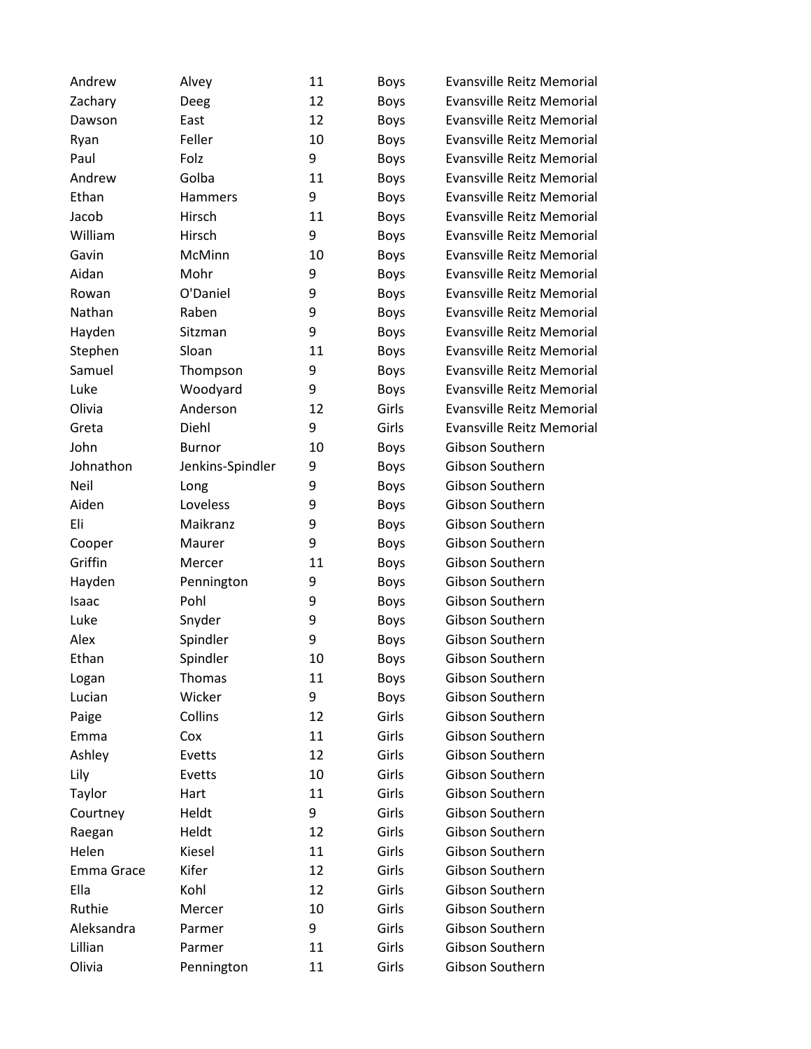| | | | | |
|---|---|---|---|---|
| Andrew | Alvey | 11 | Boys | Evansville Reitz Memorial |
| Zachary | Deeg | 12 | Boys | Evansville Reitz Memorial |
| Dawson | East | 12 | Boys | Evansville Reitz Memorial |
| Ryan | Feller | 10 | Boys | Evansville Reitz Memorial |
| Paul | Folz | 9 | Boys | Evansville Reitz Memorial |
| Andrew | Golba | 11 | Boys | Evansville Reitz Memorial |
| Ethan | Hammers | 9 | Boys | Evansville Reitz Memorial |
| Jacob | Hirsch | 11 | Boys | Evansville Reitz Memorial |
| William | Hirsch | 9 | Boys | Evansville Reitz Memorial |
| Gavin | McMinn | 10 | Boys | Evansville Reitz Memorial |
| Aidan | Mohr | 9 | Boys | Evansville Reitz Memorial |
| Rowan | O'Daniel | 9 | Boys | Evansville Reitz Memorial |
| Nathan | Raben | 9 | Boys | Evansville Reitz Memorial |
| Hayden | Sitzman | 9 | Boys | Evansville Reitz Memorial |
| Stephen | Sloan | 11 | Boys | Evansville Reitz Memorial |
| Samuel | Thompson | 9 | Boys | Evansville Reitz Memorial |
| Luke | Woodyard | 9 | Boys | Evansville Reitz Memorial |
| Olivia | Anderson | 12 | Girls | Evansville Reitz Memorial |
| Greta | Diehl | 9 | Girls | Evansville Reitz Memorial |
| John | Burnor | 10 | Boys | Gibson Southern |
| Johnathon | Jenkins-Spindler | 9 | Boys | Gibson Southern |
| Neil | Long | 9 | Boys | Gibson Southern |
| Aiden | Loveless | 9 | Boys | Gibson Southern |
| Eli | Maikranz | 9 | Boys | Gibson Southern |
| Cooper | Maurer | 9 | Boys | Gibson Southern |
| Griffin | Mercer | 11 | Boys | Gibson Southern |
| Hayden | Pennington | 9 | Boys | Gibson Southern |
| Isaac | Pohl | 9 | Boys | Gibson Southern |
| Luke | Snyder | 9 | Boys | Gibson Southern |
| Alex | Spindler | 9 | Boys | Gibson Southern |
| Ethan | Spindler | 10 | Boys | Gibson Southern |
| Logan | Thomas | 11 | Boys | Gibson Southern |
| Lucian | Wicker | 9 | Boys | Gibson Southern |
| Paige | Collins | 12 | Girls | Gibson Southern |
| Emma | Cox | 11 | Girls | Gibson Southern |
| Ashley | Evetts | 12 | Girls | Gibson Southern |
| Lily | Evetts | 10 | Girls | Gibson Southern |
| Taylor | Hart | 11 | Girls | Gibson Southern |
| Courtney | Heldt | 9 | Girls | Gibson Southern |
| Raegan | Heldt | 12 | Girls | Gibson Southern |
| Helen | Kiesel | 11 | Girls | Gibson Southern |
| Emma Grace | Kifer | 12 | Girls | Gibson Southern |
| Ella | Kohl | 12 | Girls | Gibson Southern |
| Ruthie | Mercer | 10 | Girls | Gibson Southern |
| Aleksandra | Parmer | 9 | Girls | Gibson Southern |
| Lillian | Parmer | 11 | Girls | Gibson Southern |
| Olivia | Pennington | 11 | Girls | Gibson Southern |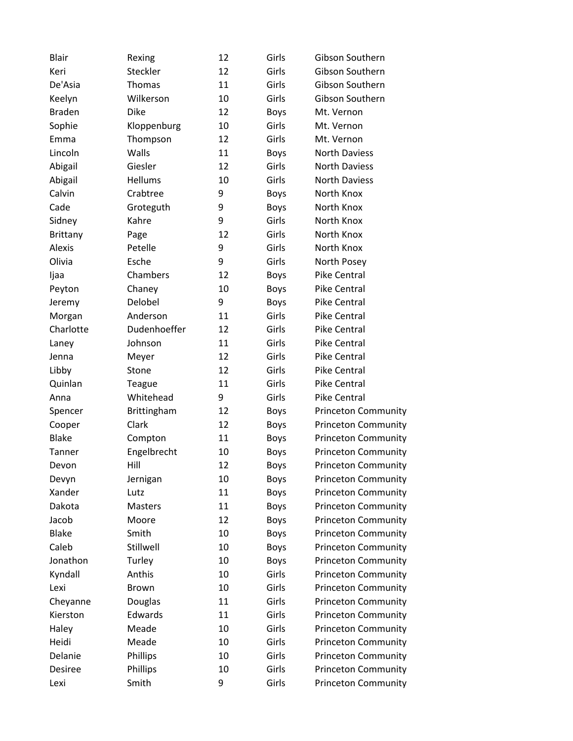| | | | | |
|---|---|---|---|---|
| Blair | Rexing | 12 | Girls | Gibson Southern |
| Keri | Steckler | 12 | Girls | Gibson Southern |
| De'Asia | Thomas | 11 | Girls | Gibson Southern |
| Keelyn | Wilkerson | 10 | Girls | Gibson Southern |
| Braden | Dike | 12 | Boys | Mt. Vernon |
| Sophie | Kloppenburg | 10 | Girls | Mt. Vernon |
| Emma | Thompson | 12 | Girls | Mt. Vernon |
| Lincoln | Walls | 11 | Boys | North Daviess |
| Abigail | Giesler | 12 | Girls | North Daviess |
| Abigail | Hellums | 10 | Girls | North Daviess |
| Calvin | Crabtree | 9 | Boys | North Knox |
| Cade | Groteguth | 9 | Boys | North Knox |
| Sidney | Kahre | 9 | Girls | North Knox |
| Brittany | Page | 12 | Girls | North Knox |
| Alexis | Petelle | 9 | Girls | North Knox |
| Olivia | Esche | 9 | Girls | North Posey |
| Ijaa | Chambers | 12 | Boys | Pike Central |
| Peyton | Chaney | 10 | Boys | Pike Central |
| Jeremy | Delobel | 9 | Boys | Pike Central |
| Morgan | Anderson | 11 | Girls | Pike Central |
| Charlotte | Dudenhoeffer | 12 | Girls | Pike Central |
| Laney | Johnson | 11 | Girls | Pike Central |
| Jenna | Meyer | 12 | Girls | Pike Central |
| Libby | Stone | 12 | Girls | Pike Central |
| Quinlan | Teague | 11 | Girls | Pike Central |
| Anna | Whitehead | 9 | Girls | Pike Central |
| Spencer | Brittingham | 12 | Boys | Princeton Community |
| Cooper | Clark | 12 | Boys | Princeton Community |
| Blake | Compton | 11 | Boys | Princeton Community |
| Tanner | Engelbrecht | 10 | Boys | Princeton Community |
| Devon | Hill | 12 | Boys | Princeton Community |
| Devyn | Jernigan | 10 | Boys | Princeton Community |
| Xander | Lutz | 11 | Boys | Princeton Community |
| Dakota | Masters | 11 | Boys | Princeton Community |
| Jacob | Moore | 12 | Boys | Princeton Community |
| Blake | Smith | 10 | Boys | Princeton Community |
| Caleb | Stillwell | 10 | Boys | Princeton Community |
| Jonathon | Turley | 10 | Boys | Princeton Community |
| Kyndall | Anthis | 10 | Girls | Princeton Community |
| Lexi | Brown | 10 | Girls | Princeton Community |
| Cheyanne | Douglas | 11 | Girls | Princeton Community |
| Kierston | Edwards | 11 | Girls | Princeton Community |
| Haley | Meade | 10 | Girls | Princeton Community |
| Heidi | Meade | 10 | Girls | Princeton Community |
| Delanie | Phillips | 10 | Girls | Princeton Community |
| Desiree | Phillips | 10 | Girls | Princeton Community |
| Lexi | Smith | 9 | Girls | Princeton Community |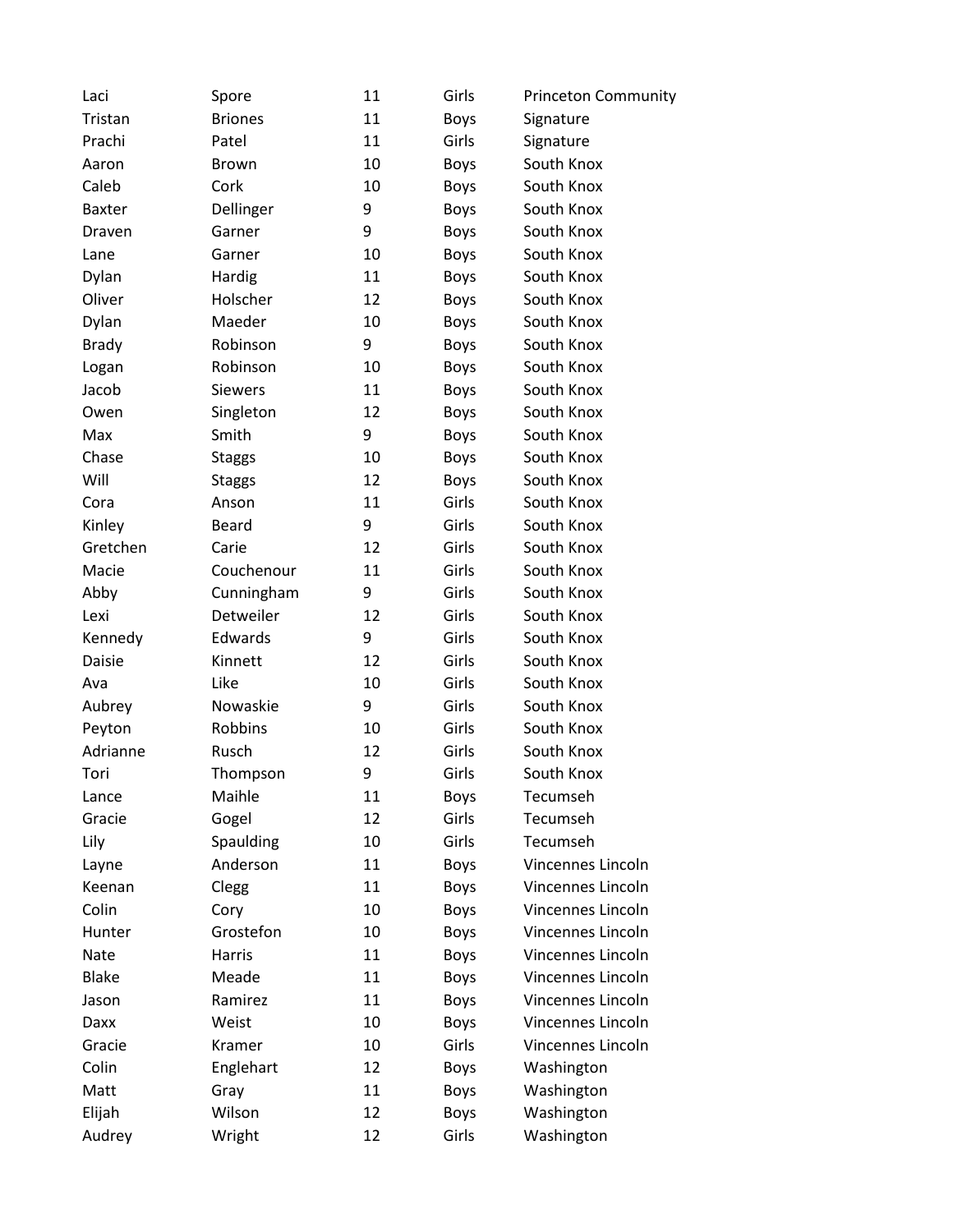| | | | | |
|---|---|---|---|---|
| Laci | Spore | 11 | Girls | Princeton Community |
| Tristan | Briones | 11 | Boys | Signature |
| Prachi | Patel | 11 | Girls | Signature |
| Aaron | Brown | 10 | Boys | South Knox |
| Caleb | Cork | 10 | Boys | South Knox |
| Baxter | Dellinger | 9 | Boys | South Knox |
| Draven | Garner | 9 | Boys | South Knox |
| Lane | Garner | 10 | Boys | South Knox |
| Dylan | Hardig | 11 | Boys | South Knox |
| Oliver | Holscher | 12 | Boys | South Knox |
| Dylan | Maeder | 10 | Boys | South Knox |
| Brady | Robinson | 9 | Boys | South Knox |
| Logan | Robinson | 10 | Boys | South Knox |
| Jacob | Siewers | 11 | Boys | South Knox |
| Owen | Singleton | 12 | Boys | South Knox |
| Max | Smith | 9 | Boys | South Knox |
| Chase | Staggs | 10 | Boys | South Knox |
| Will | Staggs | 12 | Boys | South Knox |
| Cora | Anson | 11 | Girls | South Knox |
| Kinley | Beard | 9 | Girls | South Knox |
| Gretchen | Carie | 12 | Girls | South Knox |
| Macie | Couchenour | 11 | Girls | South Knox |
| Abby | Cunningham | 9 | Girls | South Knox |
| Lexi | Detweiler | 12 | Girls | South Knox |
| Kennedy | Edwards | 9 | Girls | South Knox |
| Daisie | Kinnett | 12 | Girls | South Knox |
| Ava | Like | 10 | Girls | South Knox |
| Aubrey | Nowaskie | 9 | Girls | South Knox |
| Peyton | Robbins | 10 | Girls | South Knox |
| Adrianne | Rusch | 12 | Girls | South Knox |
| Tori | Thompson | 9 | Girls | South Knox |
| Lance | Maihle | 11 | Boys | Tecumseh |
| Gracie | Gogel | 12 | Girls | Tecumseh |
| Lily | Spaulding | 10 | Girls | Tecumseh |
| Layne | Anderson | 11 | Boys | Vincennes Lincoln |
| Keenan | Clegg | 11 | Boys | Vincennes Lincoln |
| Colin | Cory | 10 | Boys | Vincennes Lincoln |
| Hunter | Grostefon | 10 | Boys | Vincennes Lincoln |
| Nate | Harris | 11 | Boys | Vincennes Lincoln |
| Blake | Meade | 11 | Boys | Vincennes Lincoln |
| Jason | Ramirez | 11 | Boys | Vincennes Lincoln |
| Daxx | Weist | 10 | Boys | Vincennes Lincoln |
| Gracie | Kramer | 10 | Girls | Vincennes Lincoln |
| Colin | Englehart | 12 | Boys | Washington |
| Matt | Gray | 11 | Boys | Washington |
| Elijah | Wilson | 12 | Boys | Washington |
| Audrey | Wright | 12 | Girls | Washington |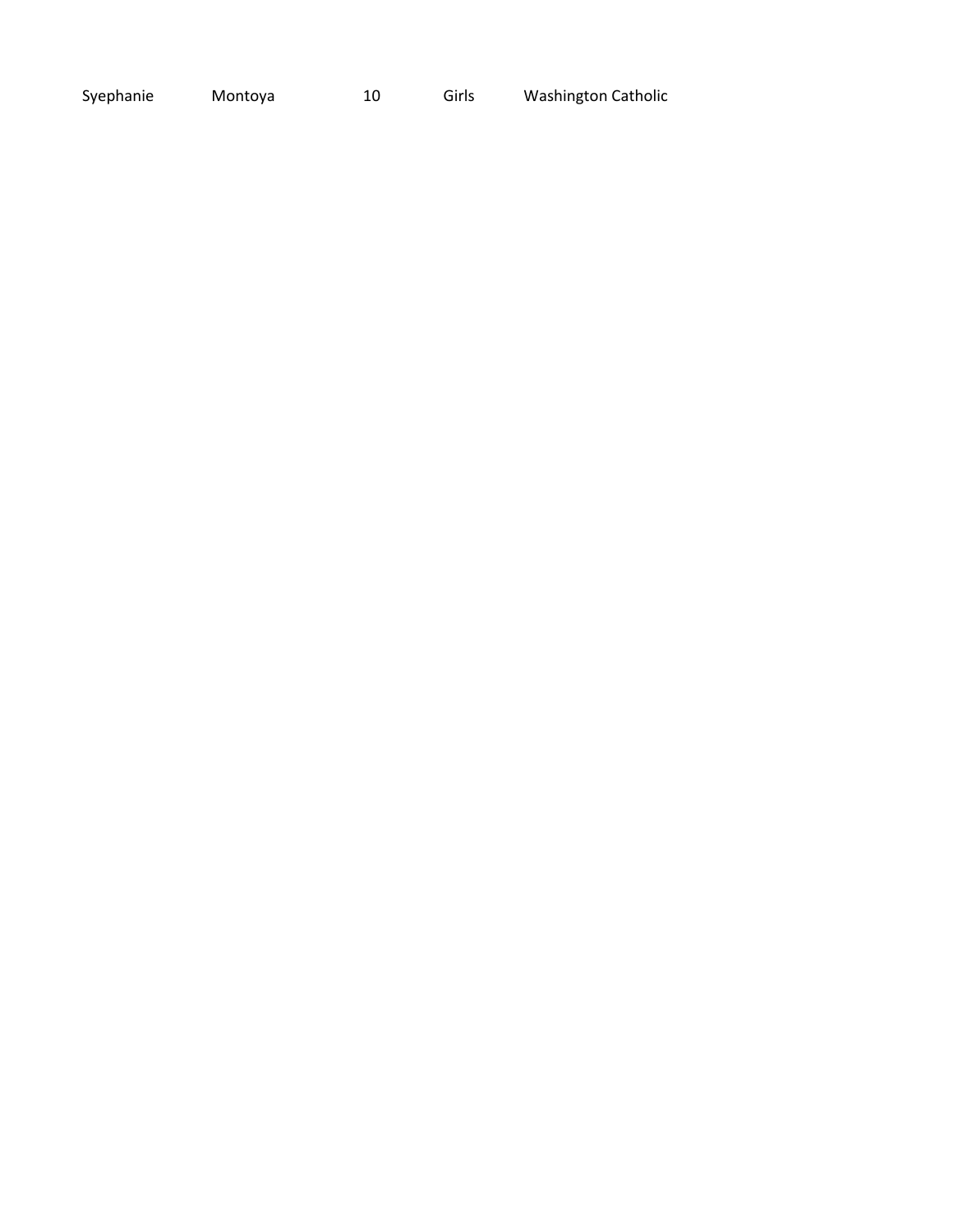| | | | | |
|---|---|---|---|---|
| Syephanie | Montoya | 10 | Girls | Washington Catholic |